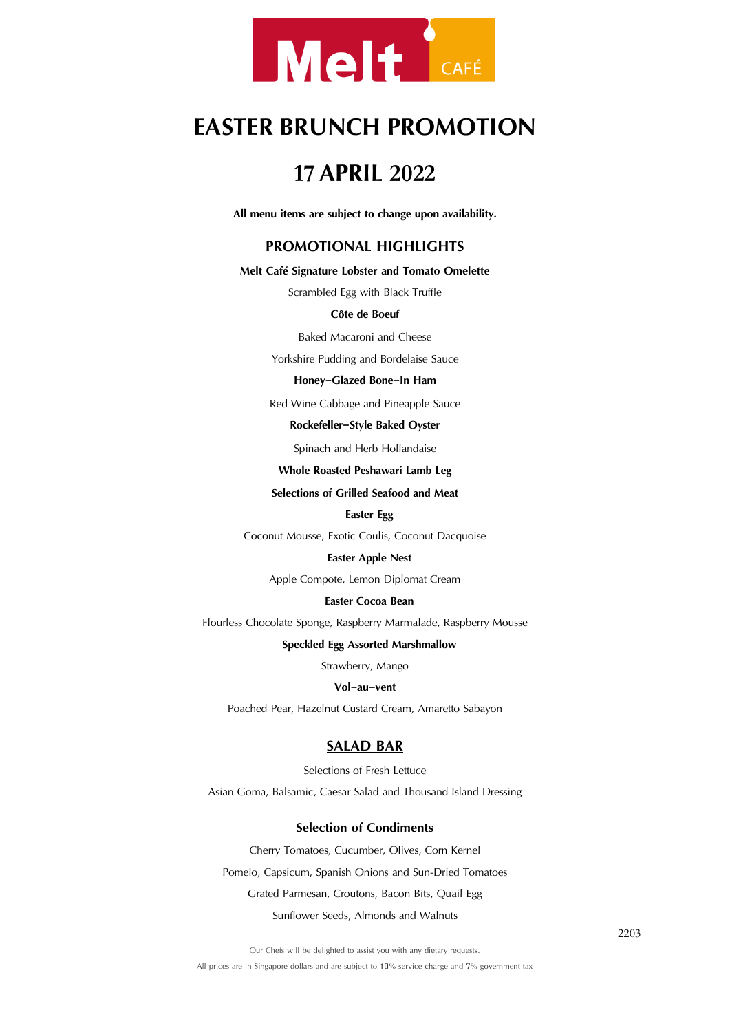Melt CAFÉ

# EASTER BRUNCH PROMOTION

# 17 APRIL 2022

**All menu items are subject to change upon availability.**

## PROMOTIONAL HIGHLIGHTS

**Melt Café Signature Lobster and Tomato Omelette**

Scrambled Egg with Black Truffle

**Côte de Boeuf**

Baked Macaroni and Cheese

Yorkshire Pudding and Bordelaise Sauce

**Honey–Glazed Bone–In Ham**

Red Wine Cabbage and Pineapple Sauce

**Rockefeller–Style Baked Oyster**

Spinach and Herb Hollandaise

**Whole Roasted Peshawari Lamb Leg**

**Selections of Grilled Seafood and Meat**

**Easter Egg**

Coconut Mousse, Exotic Coulis, Coconut Dacquoise

**Easter Apple Nest**

Apple Compote, Lemon Diplomat Cream

**Easter Cocoa Bean**

Flourless Chocolate Sponge, Raspberry Marmalade, Raspberry Mousse

**Speckled Egg Assorted Marshmallow**

Strawberry, Mango

**Vol–au–vent**

Poached Pear, Hazelnut Custard Cream, Amaretto Sabayon

## SALAD BAR

Selections of Fresh Lettuce

Asian Goma, Balsamic, Caesar Salad and Thousand Island Dressing

### Selection of Condiments

Cherry Tomatoes, Cucumber, Olives, Corn Kernel

Pomelo, Capsicum, Spanish Onions and Sun-Dried Tomatoes

Grated Parmesan, Croutons, Bacon Bits, Quail Egg

Sunflower Seeds, Almonds and Walnuts

2203

Our Chefs will be delighted to assist you with any dietary requests.

All prices are in Singapore dollars and are subject to 10% service charge and 7% government tax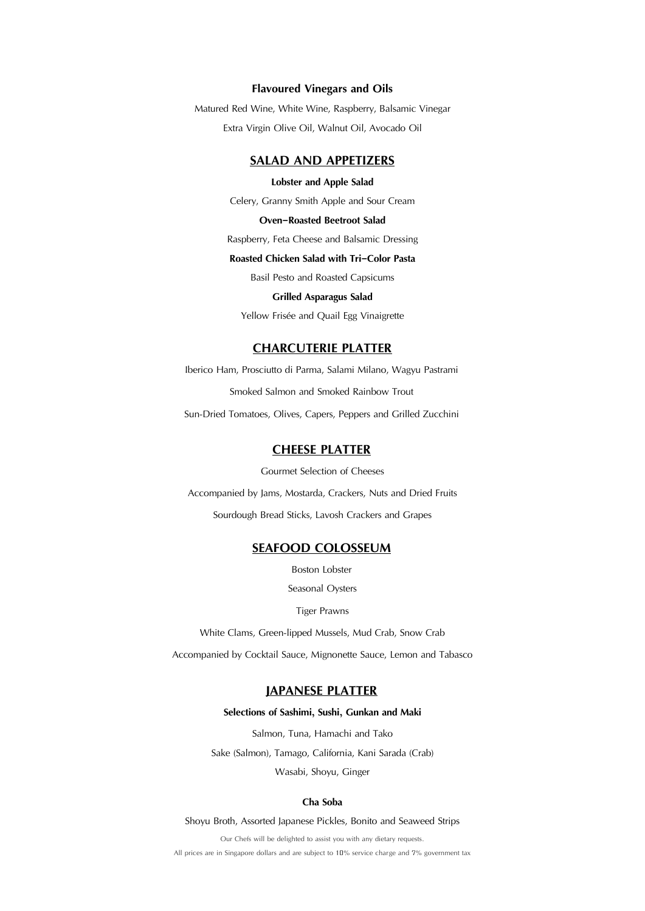**Flavoured Vinegars and Oils**

Matured Red Wine, White Wine, Raspberry, Balsamic Vinegar

Extra Virgin Olive Oil, Walnut Oil, Avocado Oil

## SALAD AND APPETIZERS

**Lobster and Apple Salad**

Celery, Granny Smith Apple and Sour Cream

**Oven–Roasted Beetroot Salad**

Raspberry, Feta Cheese and Balsamic Dressing

**Roasted Chicken Salad with Tri–Color Pasta**

Basil Pesto and Roasted Capsicums

**Grilled Asparagus Salad**

Yellow Frisée and Quail Egg Vinaigrette

## CHARCUTERIE PLATTER

Iberico Ham, Prosciutto di Parma, Salami Milano, Wagyu Pastrami

Smoked Salmon and Smoked Rainbow Trout

Sun-Dried Tomatoes, Olives, Capers, Peppers and Grilled Zucchini

## CHEESE PLATTER

Gourmet Selection of Cheeses

Accompanied by Jams, Mostarda, Crackers, Nuts and Dried Fruits

Sourdough Bread Sticks, Lavosh Crackers and Grapes

## SEAFOOD COLOSSEUM

Boston Lobster

Seasonal Oysters

Tiger Prawns

White Clams, Green-lipped Mussels, Mud Crab, Snow Crab

Accompanied by Cocktail Sauce, Mignonette Sauce, Lemon and Tabasco

## JAPANESE PLATTER

**Selections of Sashimi, Sushi, Gunkan and Maki**

Salmon, Tuna, Hamachi and Tako

Sake (Salmon), Tamago, California, Kani Sarada (Crab)

Wasabi, Shoyu, Ginger

**Cha Soba**

Shoyu Broth, Assorted Japanese Pickles, Bonito and Seaweed Strips

Our Chefs will be delighted to assist you with any dietary requests.

All prices are in Singapore dollars and are subject to 10% service charge and 7% government tax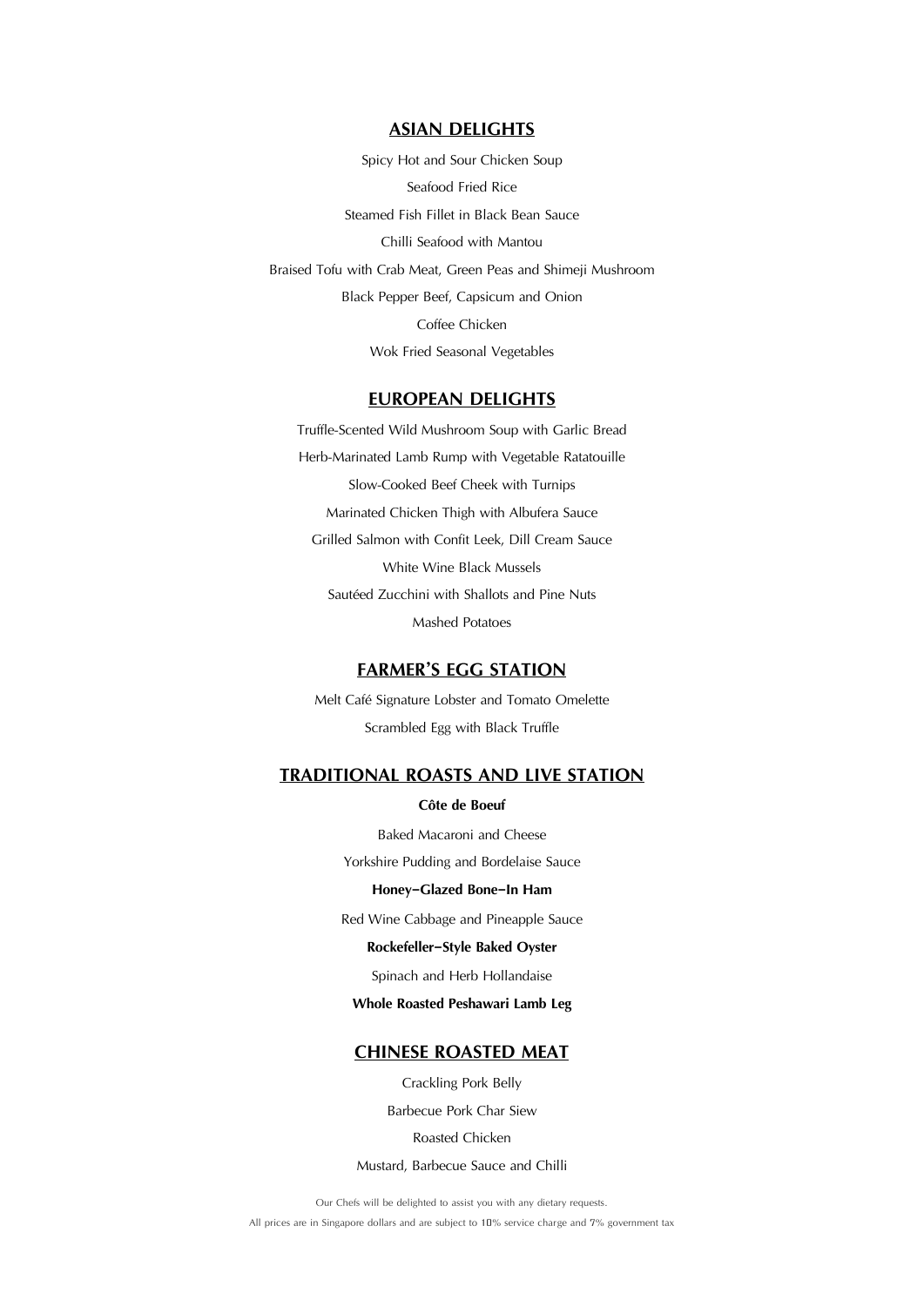## ASIAN DELIGHTS

Spicy Hot and Sour Chicken Soup

Seafood Fried Rice

Steamed Fish Fillet in Black Bean Sauce

Chilli Seafood with Mantou

Braised Tofu with Crab Meat, Green Peas and Shimeji Mushroom

Black Pepper Beef, Capsicum and Onion

Coffee Chicken

Wok Fried Seasonal Vegetables

## EUROPEAN DELIGHTS

Truffle-Scented Wild Mushroom Soup with Garlic Bread

Herb-Marinated Lamb Rump with Vegetable Ratatouille

Slow-Cooked Beef Cheek with Turnips

Marinated Chicken Thigh with Albufera Sauce

Grilled Salmon with Confit Leek, Dill Cream Sauce

White Wine Black Mussels

Sautéed Zucchini with Shallots and Pine Nuts

Mashed Potatoes

## FARMER'S EGG STATION

Melt Café Signature Lobster and Tomato Omelette

Scrambled Egg with Black Truffle

## TRADITIONAL ROASTS AND LIVE STATION

**Côte de Boeuf**

Baked Macaroni and Cheese

Yorkshire Pudding and Bordelaise Sauce

**Honey–Glazed Bone–In Ham**

Red Wine Cabbage and Pineapple Sauce

**Rockefeller–Style Baked Oyster**

Spinach and Herb Hollandaise

**Whole Roasted Peshawari Lamb Leg**

## CHINESE ROASTED MEAT

Crackling Pork Belly

Barbecue Pork Char Siew

Roasted Chicken

Mustard, Barbecue Sauce and Chilli

Our Chefs will be delighted to assist you with any dietary requests.

All prices are in Singapore dollars and are subject to 10% service charge and 7% government tax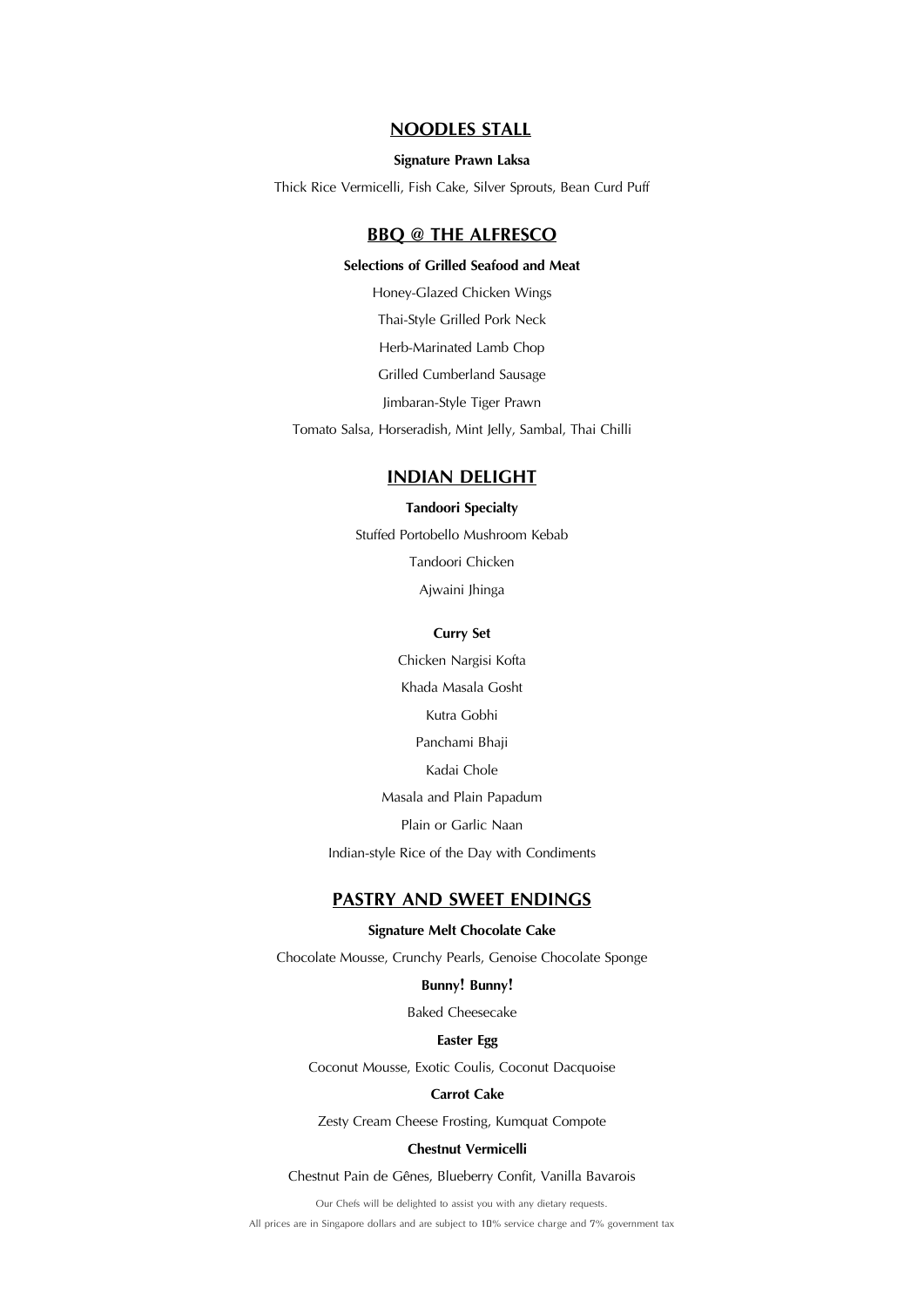## NOODLES STALL

**Signature Prawn Laksa**

Thick Rice Vermicelli, Fish Cake, Silver Sprouts, Bean Curd Puff

## BBQ @ THE ALFRESCO

**Selections of Grilled Seafood and Meat**

Honey-Glazed Chicken Wings

Thai-Style Grilled Pork Neck

Herb-Marinated Lamb Chop

Grilled Cumberland Sausage

Jimbaran-Style Tiger Prawn

Tomato Salsa, Horseradish, Mint Jelly, Sambal, Thai Chilli

## INDIAN DELIGHT

**Tandoori Specialty**

Stuffed Portobello Mushroom Kebab

Tandoori Chicken

Ajwaini Jhinga

**Curry Set**

Chicken Nargisi Kofta

Khada Masala Gosht

Kutra Gobhi

Panchami Bhaji

Kadai Chole

Masala and Plain Papadum

Plain or Garlic Naan

Indian-style Rice of the Day with Condiments

## PASTRY AND SWEET ENDINGS

**Signature Melt Chocolate Cake**

Chocolate Mousse, Crunchy Pearls, Genoise Chocolate Sponge

**Bunny! Bunny!**

Baked Cheesecake

**Easter Egg**

Coconut Mousse, Exotic Coulis, Coconut Dacquoise

**Carrot Cake**

Zesty Cream Cheese Frosting, Kumquat Compote

**Chestnut Vermicelli**

Chestnut Pain de Gênes, Blueberry Confit, Vanilla Bavarois

Our Chefs will be delighted to assist you with any dietary requests.

All prices are in Singapore dollars and are subject to 10% service charge and 7% government tax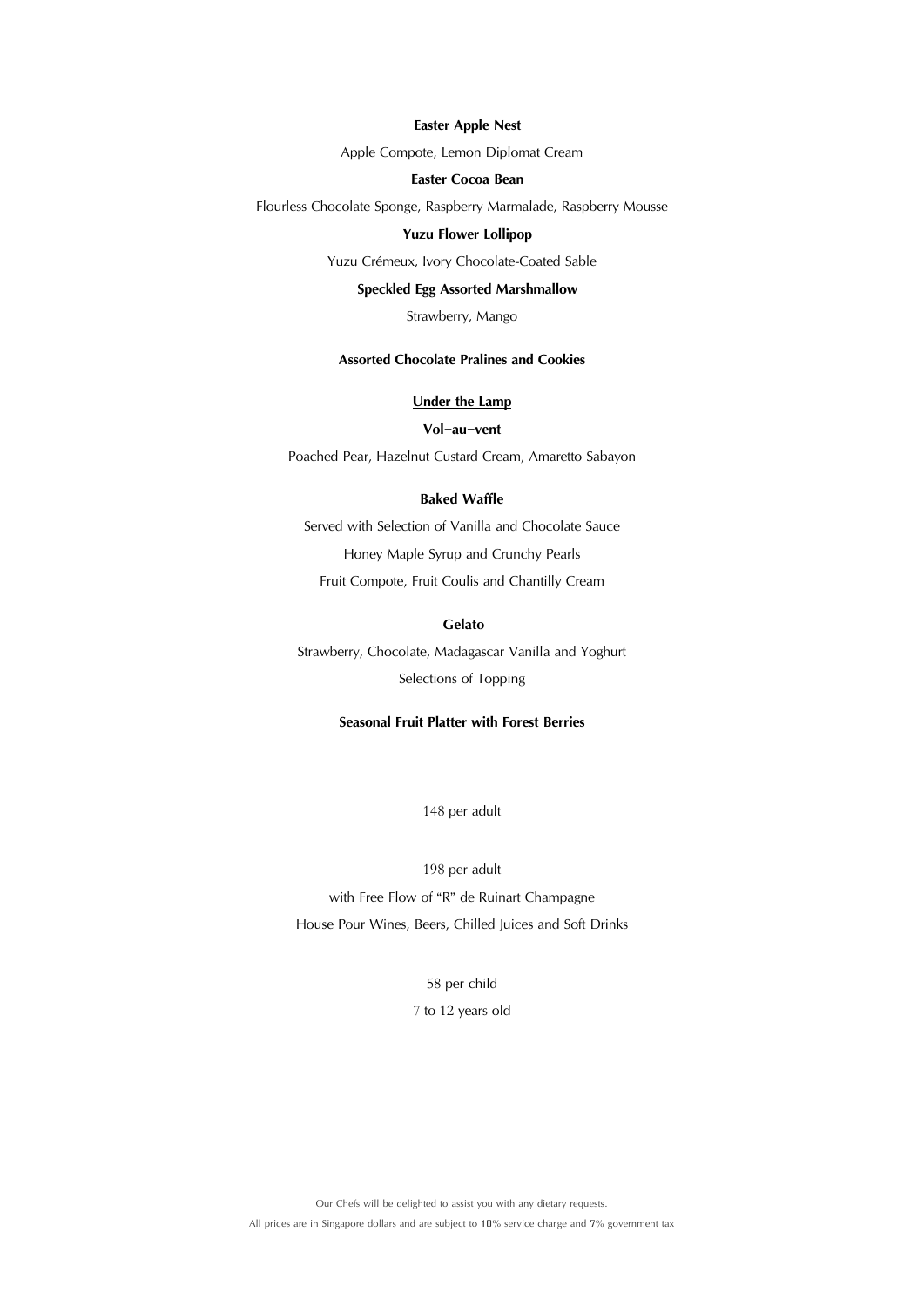**Easter Apple Nest**

Apple Compote, Lemon Diplomat Cream

**Easter Cocoa Bean**

Flourless Chocolate Sponge, Raspberry Marmalade, Raspberry Mousse

**Yuzu Flower Lollipop**

Yuzu Crémeux, Ivory Chocolate-Coated Sable

**Speckled Egg Assorted Marshmallow**

Strawberry, Mango

**Assorted Chocolate Pralines and Cookies**

## Under the Lamp

**Vol–au–vent**

Poached Pear, Hazelnut Custard Cream, Amaretto Sabayon

**Baked Waffle**

Served with Selection of Vanilla and Chocolate Sauce

Honey Maple Syrup and Crunchy Pearls

Fruit Compote, Fruit Coulis and Chantilly Cream

**Gelato**

Strawberry, Chocolate, Madagascar Vanilla and Yoghurt

Selections of Topping

**Seasonal Fruit Platter with Forest Berries**

148 per adult

198 per adult

with Free Flow of "R" de Ruinart Champagne

House Pour Wines, Beers, Chilled Juices and Soft Drinks

58 per child

7 to 12 years old

Our Chefs will be delighted to assist you with any dietary requests.

All prices are in Singapore dollars and are subject to 10% service charge and 7% government tax